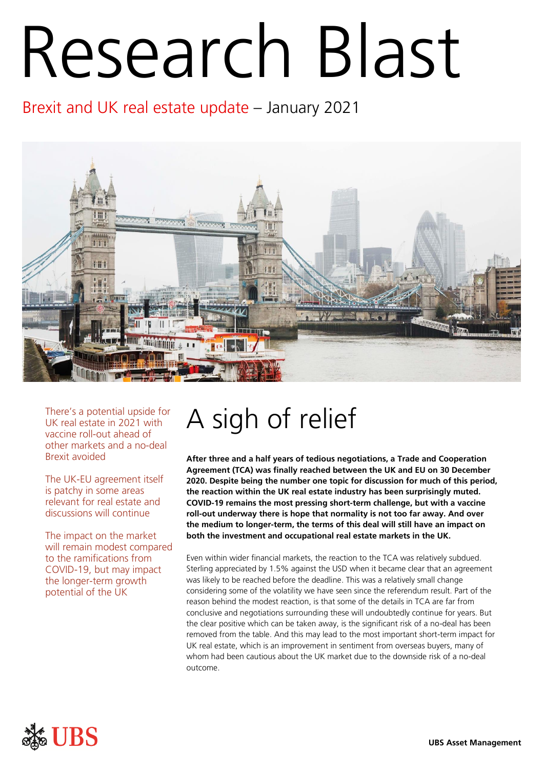# Research Blast

## Brexit and UK real estate update – January 2021

There's a potential upside for UK real estate in 2021 with vaccine roll-out ahead of other markets and a no-deal Brexit avoided

The UK-EU agreement itself is patchy in some areas relevant for real estate and discussions will continue

The impact on the market will remain modest compared to the ramifications from COVID-19, but may impact the longer-term growth potential of the UK

## A sigh of relief

**After three and a half years of tedious negotiations, a Trade and Cooperation Agreement (TCA) was finally reached between the UK and EU on 30 December 2020. Despite being the number one topic for discussion for much of this period, the reaction within the UK real estate industry has been surprisingly muted. COVID-19 remains the most pressing short-term challenge, but with a vaccine roll-out underway there is hope that normality is not too far away. And over the medium to longer-term, the terms of this deal will still have an impact on both the investment and occupational real estate markets in the UK.**

Even within wider financial markets, the reaction to the TCA was relatively subdued. Sterling appreciated by 1.5% against the USD when it became clear that an agreement was likely to be reached before the deadline. This was a relatively small change considering some of the volatility we have seen since the referendum result. Part of the reason behind the modest reaction, is that some of the details in TCA are far from conclusive and negotiations surrounding these will undoubtedly continue for years. But the clear positive which can be taken away, is the significant risk of a no-deal has been removed from the table. And this may lead to the most important short-term impact for UK real estate, which is an improvement in sentiment from overseas buyers, many of whom had been cautious about the UK market due to the downside risk of a no-deal outcome.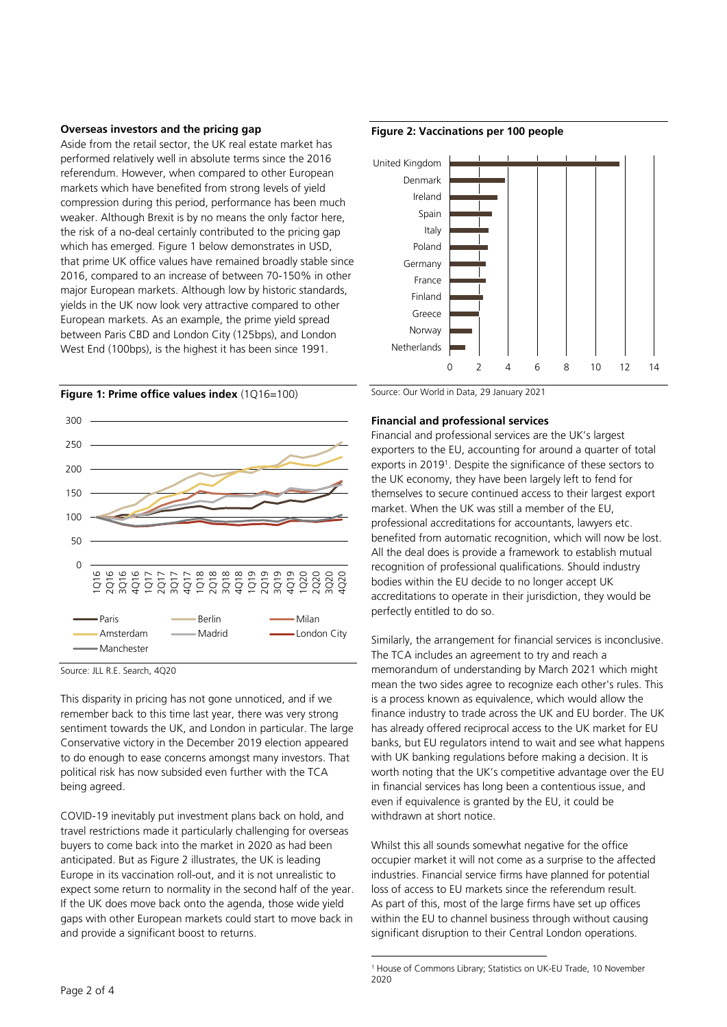**Overseas investors and the pricing gap**

Aside from the retail sector, the UK real estate market has performed relatively well in absolute terms since the 2016 referendum. However, when compared to other European markets which have benefited from strong levels of yield compression during this period, performance has been much weaker. Although Brexit is by no means the only factor here, the risk of a no-deal certainly contributed to the pricing gap which has emerged. Figure 1 below demonstrates in USD, that prime UK office values have remained broadly stable since 2016, compared to an increase of between 70-150% in other major European markets. Although low by historic standards, yields in the UK now look very attractive compared to other European markets. As an example, the prime yield spread between Paris CBD and London City (125bps), and London West End (100bps), is the highest it has been since 1991.

**Figure 1: Prime office values index** (1Q16=100)

Source: JLL R.E. Search, 4Q20

This disparity in pricing has not gone unnoticed, and if we remember back to this time last year, there was very strong sentiment towards the UK, and London in particular. The large Conservative victory in the December 2019 election appeared to do enough to ease concerns amongst many investors. That political risk has now subsided even further with the TCA being agreed.

COVID-19 inevitably put investment plans back on hold, and travel restrictions made it particularly challenging for overseas buyers to come back into the market in 2020 as had been anticipated. But as Figure 2 illustrates, the UK is leading Europe in its vaccination roll-out, and it is not unrealistic to expect some return to normality in the second half of the year. If the UK does move back onto the agenda, those wide yield gaps with other European markets could start to move back in and provide a significant boost to returns.

**Figure 2: Vaccinations per 100 people**

Source: Our World in Data, 29 January 2021

**Financial and professional services**

Financial and professional services are the UK's largest exporters to the EU, accounting for around a quarter of total exports in 2019[1]. Despite the significance of these sectors to the UK economy, they have been largely left to fend for themselves to secure continued access to their largest export market. When the UK was still a member of the EU, professional accreditations for accountants, lawyers etc. benefited from automatic recognition, which will now be lost. All the deal does is provide a framework to establish mutual recognition of professional qualifications. Should industry bodies within the EU decide to no longer accept UK accreditations to operate in their jurisdiction, they would be perfectly entitled to do so.

Similarly, the arrangement for financial services is inconclusive. The TCA includes an agreement to try and reach a memorandum of understanding by March 2021 which might mean the two sides agree to recognize each other's rules. This is a process known as equivalence, which would allow the finance industry to trade across the UK and EU border. The UK has already offered reciprocal access to the UK market for EU banks, but EU regulators intend to wait and see what happens with UK banking regulations before making a decision. It is worth noting that the UK's competitive advantage over the EU in financial services has long been a contentious issue, and even if equivalence is granted by the EU, it could be withdrawn at short notice.

Whilst this all sounds somewhat negative for the office occupier market it will not come as a surprise to the affected industries. Financial service firms have planned for potential loss of access to EU markets since the referendum result. As part of this, most of the large firms have set up offices within the EU to channel business through without causing significant disruption to their Central London operations.

[1] House of Commons Library; Statistics on UK-EU Trade, 10 November 2020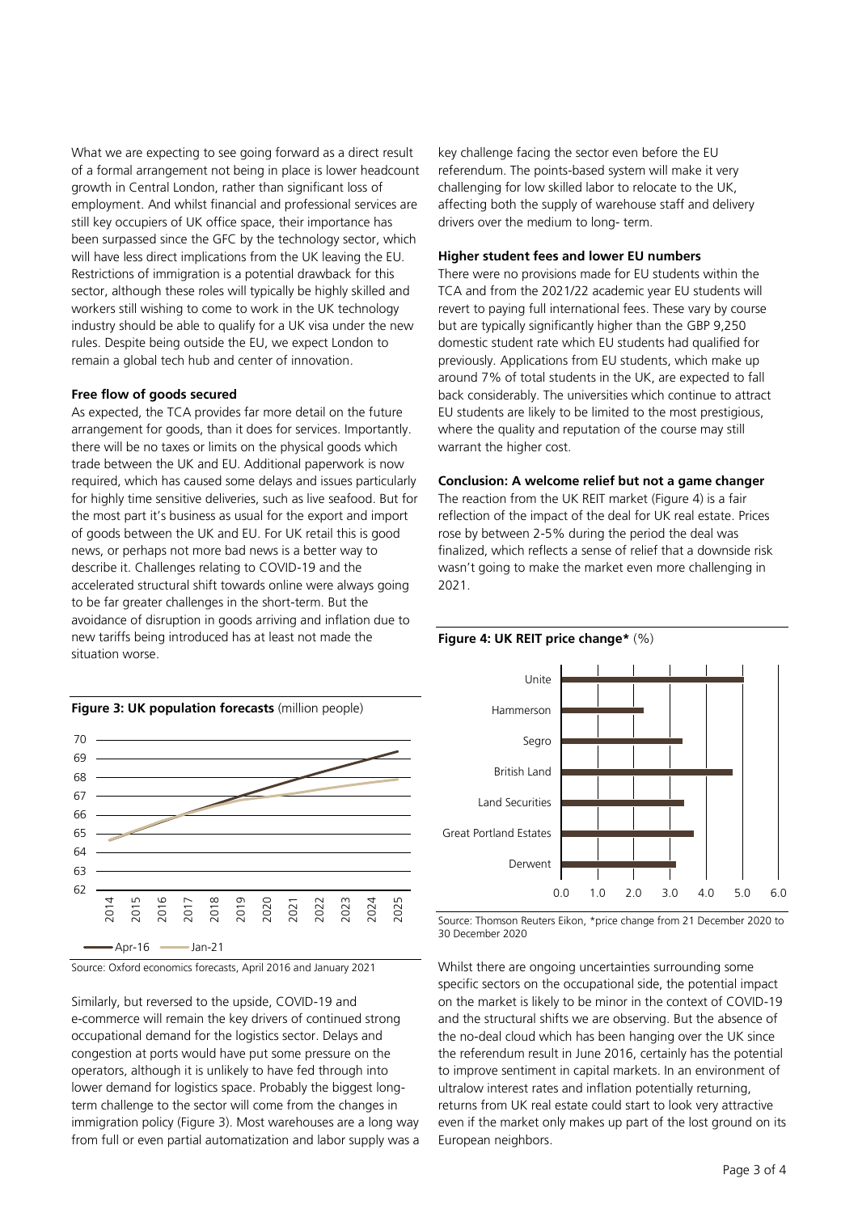What we are expecting to see going forward as a direct result of a formal arrangement not being in place is lower headcount growth in Central London, rather than significant loss of employment. And whilst financial and professional services are still key occupiers of UK office space, their importance has been surpassed since the GFC by the technology sector, which will have less direct implications from the UK leaving the EU. Restrictions of immigration is a potential drawback for this sector, although these roles will typically be highly skilled and workers still wishing to come to work in the UK technology industry should be able to qualify for a UK visa under the new rules. Despite being outside the EU, we expect London to remain a global tech hub and center of innovation.

**Free flow of goods secured**

As expected, the TCA provides far more detail on the future arrangement for goods, than it does for services. Importantly. there will be no taxes or limits on the physical goods which trade between the UK and EU. Additional paperwork is now required, which has caused some delays and issues particularly for highly time sensitive deliveries, such as live seafood. But for the most part it's business as usual for the export and import of goods between the UK and EU. For UK retail this is good news, or perhaps not more bad news is a better way to describe it. Challenges relating to COVID-19 and the accelerated structural shift towards online were always going to be far greater challenges in the short-term. But the avoidance of disruption in goods arriving and inflation due to new tariffs being introduced has at least not made the situation worse.

**Figure 3: UK population forecasts** (million people)

Source: Oxford economics forecasts, April 2016 and January 2021

Similarly, but reversed to the upside, COVID-19 and e-commerce will remain the key drivers of continued strong occupational demand for the logistics sector. Delays and congestion at ports would have put some pressure on the operators, although it is unlikely to have fed through into lower demand for logistics space. Probably the biggest long-term challenge to the sector will come from the changes in immigration policy (Figure 3). Most warehouses are a long way from full or even partial automatization and labor supply was a key challenge facing the sector even before the EU referendum. The points-based system will make it very challenging for low skilled labor to relocate to the UK, affecting both the supply of warehouse staff and delivery drivers over the medium to long- term.

**Higher student fees and lower EU numbers**

There were no provisions made for EU students within the TCA and from the 2021/22 academic year EU students will revert to paying full international fees. These vary by course but are typically significantly higher than the GBP 9,250 domestic student rate which EU students had qualified for previously. Applications from EU students, which make up around 7% of total students in the UK, are expected to fall back considerably. The universities which continue to attract EU students are likely to be limited to the most prestigious, where the quality and reputation of the course may still warrant the higher cost.

**Conclusion: A welcome relief but not a game changer**

The reaction from the UK REIT market (Figure 4) is a fair reflection of the impact of the deal for UK real estate. Prices rose by between 2-5% during the period the deal was finalized, which reflects a sense of relief that a downside risk wasn't going to make the market even more challenging in 2021.

**Figure 4: UK REIT price change*** (%)

Source: Thomson Reuters Eikon, *price change from 21 December 2020 to 30 December 2020

Whilst there are ongoing uncertainties surrounding some specific sectors on the occupational side, the potential impact on the market is likely to be minor in the context of COVID-19 and the structural shifts we are observing. But the absence of the no-deal cloud which has been hanging over the UK since the referendum result in June 2016, certainly has the potential to improve sentiment in capital markets. In an environment of ultralow interest rates and inflation potentially returning, returns from UK real estate could start to look very attractive even if the market only makes up part of the lost ground on its European neighbors.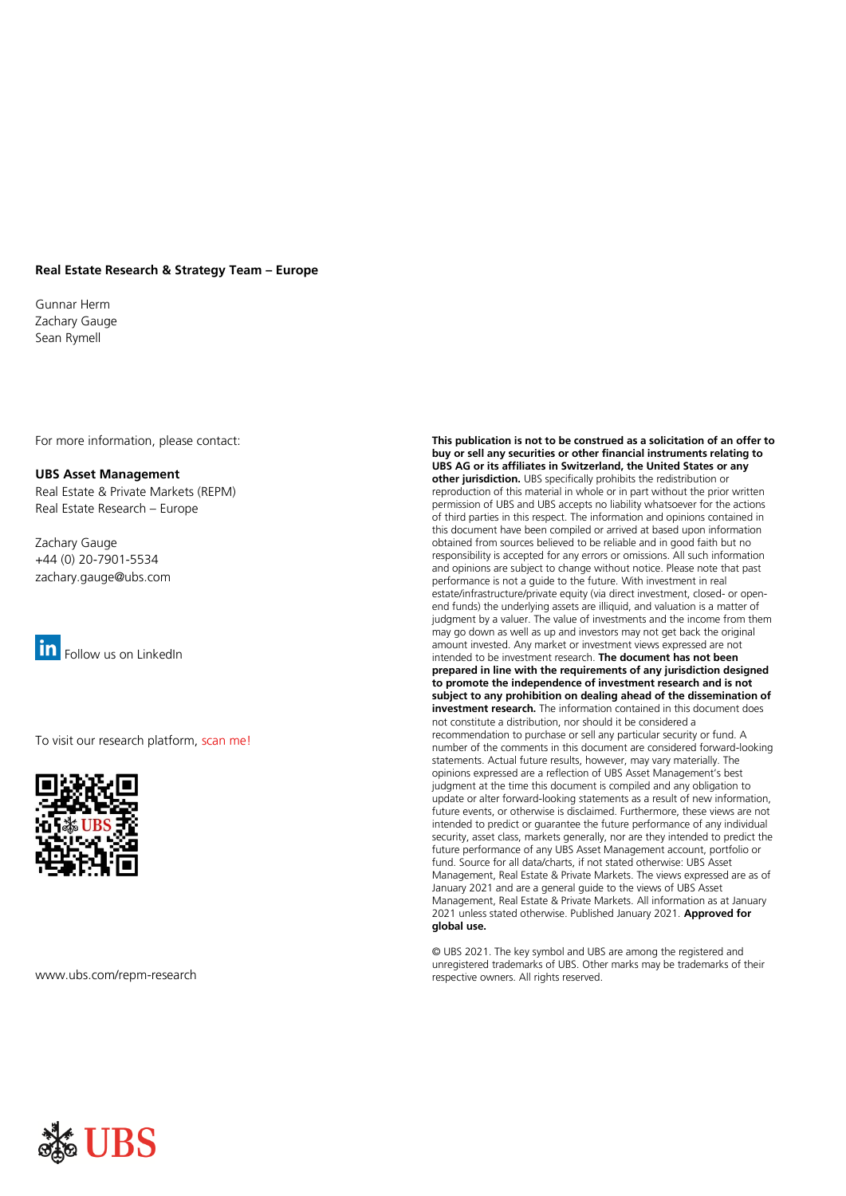**Real Estate Research & Strategy Team – Europe**

Gunnar Herm
Zachary Gauge
Sean Rymell

For more information, please contact:

**UBS Asset Management**
Real Estate & Private Markets (REPM)
Real Estate Research – Europe

Zachary Gauge
+44 (0) 20-7901-5534
zachary.gauge@ubs.com

Follow us on LinkedIn

To visit our research platform, scan me!

www.ubs.com/repm-research

**This publication is not to be construed as a solicitation of an offer to buy or sell any securities or other financial instruments relating to UBS AG or its affiliates in Switzerland, the United States or any other jurisdiction.** UBS specifically prohibits the redistribution or reproduction of this material in whole or in part without the prior written permission of UBS and UBS accepts no liability whatsoever for the actions of third parties in this respect. The information and opinions contained in this document have been compiled or arrived at based upon information obtained from sources believed to be reliable and in good faith but no responsibility is accepted for any errors or omissions. All such information and opinions are subject to change without notice. Please note that past performance is not a guide to the future. With investment in real estate/infrastructure/private equity (via direct investment, closed- or open-end funds) the underlying assets are illiquid, and valuation is a matter of judgment by a valuer. The value of investments and the income from them may go down as well as up and investors may not get back the original amount invested. Any market or investment views expressed are not intended to be investment research. **The document has not been prepared in line with the requirements of any jurisdiction designed to promote the independence of investment research and is not subject to any prohibition on dealing ahead of the dissemination of investment research.** The information contained in this document does not constitute a distribution, nor should it be considered a recommendation to purchase or sell any particular security or fund. A number of the comments in this document are considered forward-looking statements. Actual future results, however, may vary materially. The opinions expressed are a reflection of UBS Asset Management's best judgment at the time this document is compiled and any obligation to update or alter forward-looking statements as a result of new information, future events, or otherwise is disclaimed. Furthermore, these views are not intended to predict or guarantee the future performance of any individual security, asset class, markets generally, nor are they intended to predict the future performance of any UBS Asset Management account, portfolio or fund. Source for all data/charts, if not stated otherwise: UBS Asset Management, Real Estate & Private Markets. The views expressed are as of January 2021 and are a general guide to the views of UBS Asset Management, Real Estate & Private Markets. All information as at January 2021 unless stated otherwise. Published January 2021. **Approved for global use.**

© UBS 2021. The key symbol and UBS are among the registered and unregistered trademarks of UBS. Other marks may be trademarks of their respective owners. All rights reserved.